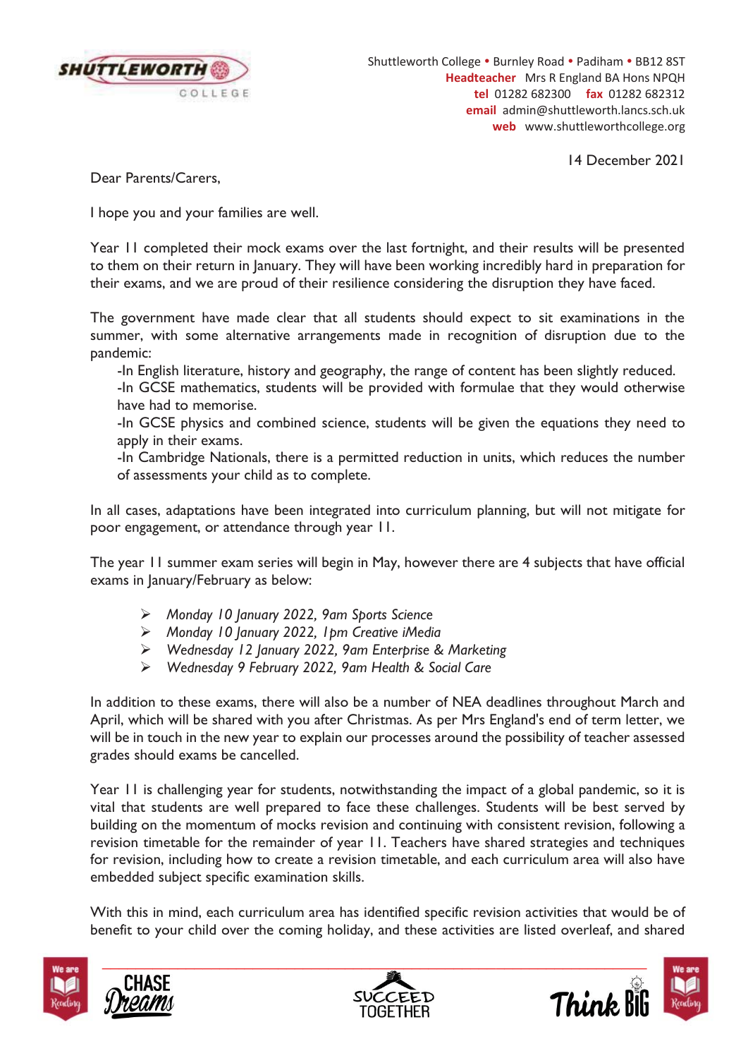Shuttleworth College • Burnley Road • Padiham • BB12 8ST
**Headteacher** Mrs R England BA Hons NPQH
**tel** 01282 682300 **fax** 01282 682312
**email** admin@shuttleworth.lancs.sch.uk
**web** www.shuttleworthcollege.org

14 December 2021

Dear Parents/Carers,

I hope you and your families are well.

Year 11 completed their mock exams over the last fortnight, and their results will be presented to them on their return in January. They will have been working incredibly hard in preparation for their exams, and we are proud of their resilience considering the disruption they have faced.

The government have made clear that all students should expect to sit examinations in the summer, with some alternative arrangements made in recognition of disruption due to the pandemic:

- In English literature, history and geography, the range of content has been slightly reduced.
- In GCSE mathematics, students will be provided with formulae that they would otherwise have had to memorise.
- In GCSE physics and combined science, students will be given the equations they need to apply in their exams.
- In Cambridge Nationals, there is a permitted reduction in units, which reduces the number of assessments your child as to complete.

In all cases, adaptations have been integrated into curriculum planning, but will not mitigate for poor engagement, or attendance through year 11.

The year 11 summer exam series will begin in May, however there are 4 subjects that have official exams in January/February as below:

- *Monday 10 January 2022, 9am Sports Science*
- *Monday 10 January 2022, 1pm Creative iMedia*
- *Wednesday 12 January 2022, 9am Enterprise & Marketing*
- *Wednesday 9 February 2022, 9am Health & Social Care*

In addition to these exams, there will also be a number of NEA deadlines throughout March and April, which will be shared with you after Christmas. As per Mrs England's end of term letter, we will be in touch in the new year to explain our processes around the possibility of teacher assessed grades should exams be cancelled.

Year 11 is challenging year for students, notwithstanding the impact of a global pandemic, so it is vital that students are well prepared to face these challenges. Students will be best served by building on the momentum of mocks revision and continuing with consistent revision, following a revision timetable for the remainder of year 11. Teachers have shared strategies and techniques for revision, including how to create a revision timetable, and each curriculum area will also have embedded subject specific examination skills.

With this in mind, each curriculum area has identified specific revision activities that would be of benefit to your child over the coming holiday, and these activities are listed overleaf, and shared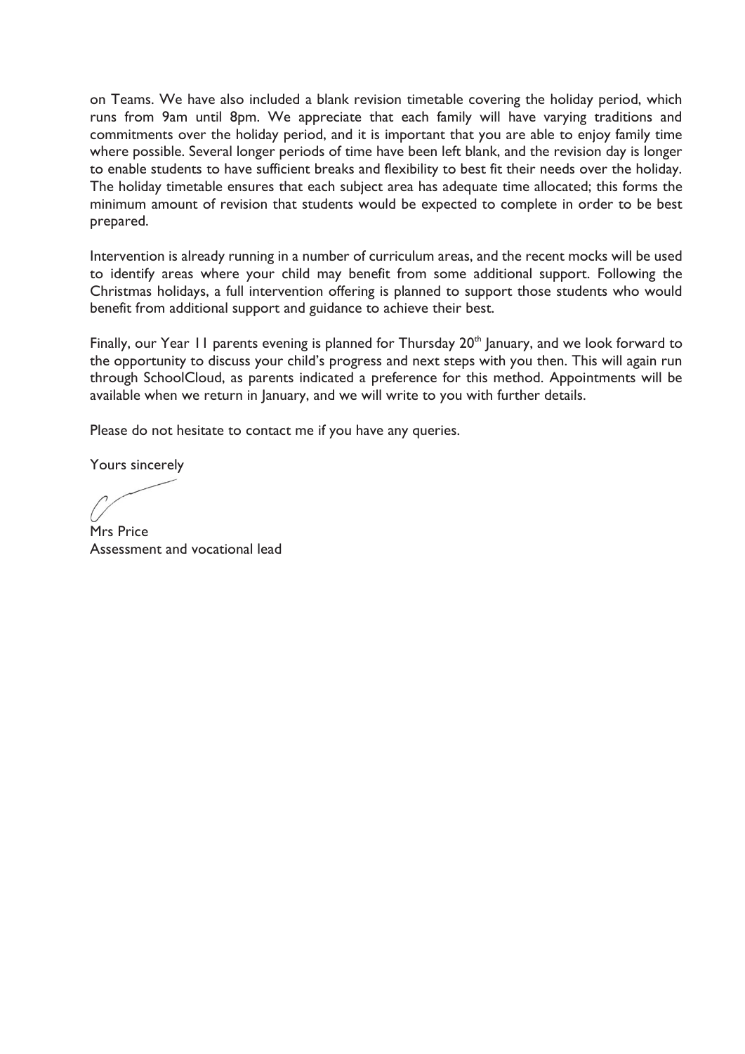on Teams. We have also included a blank revision timetable covering the holiday period, which runs from 9am until 8pm. We appreciate that each family will have varying traditions and commitments over the holiday period, and it is important that you are able to enjoy family time where possible. Several longer periods of time have been left blank, and the revision day is longer to enable students to have sufficient breaks and flexibility to best fit their needs over the holiday. The holiday timetable ensures that each subject area has adequate time allocated; this forms the minimum amount of revision that students would be expected to complete in order to be best prepared.

Intervention is already running in a number of curriculum areas, and the recent mocks will be used to identify areas where your child may benefit from some additional support. Following the Christmas holidays, a full intervention offering is planned to support those students who would benefit from additional support and guidance to achieve their best.

Finally, our Year 11 parents evening is planned for Thursday 20th January, and we look forward to the opportunity to discuss your child's progress and next steps with you then. This will again run through SchoolCloud, as parents indicated a preference for this method. Appointments will be available when we return in January, and we will write to you with further details.

Please do not hesitate to contact me if you have any queries.

Yours sincerely

Mrs Price
Assessment and vocational lead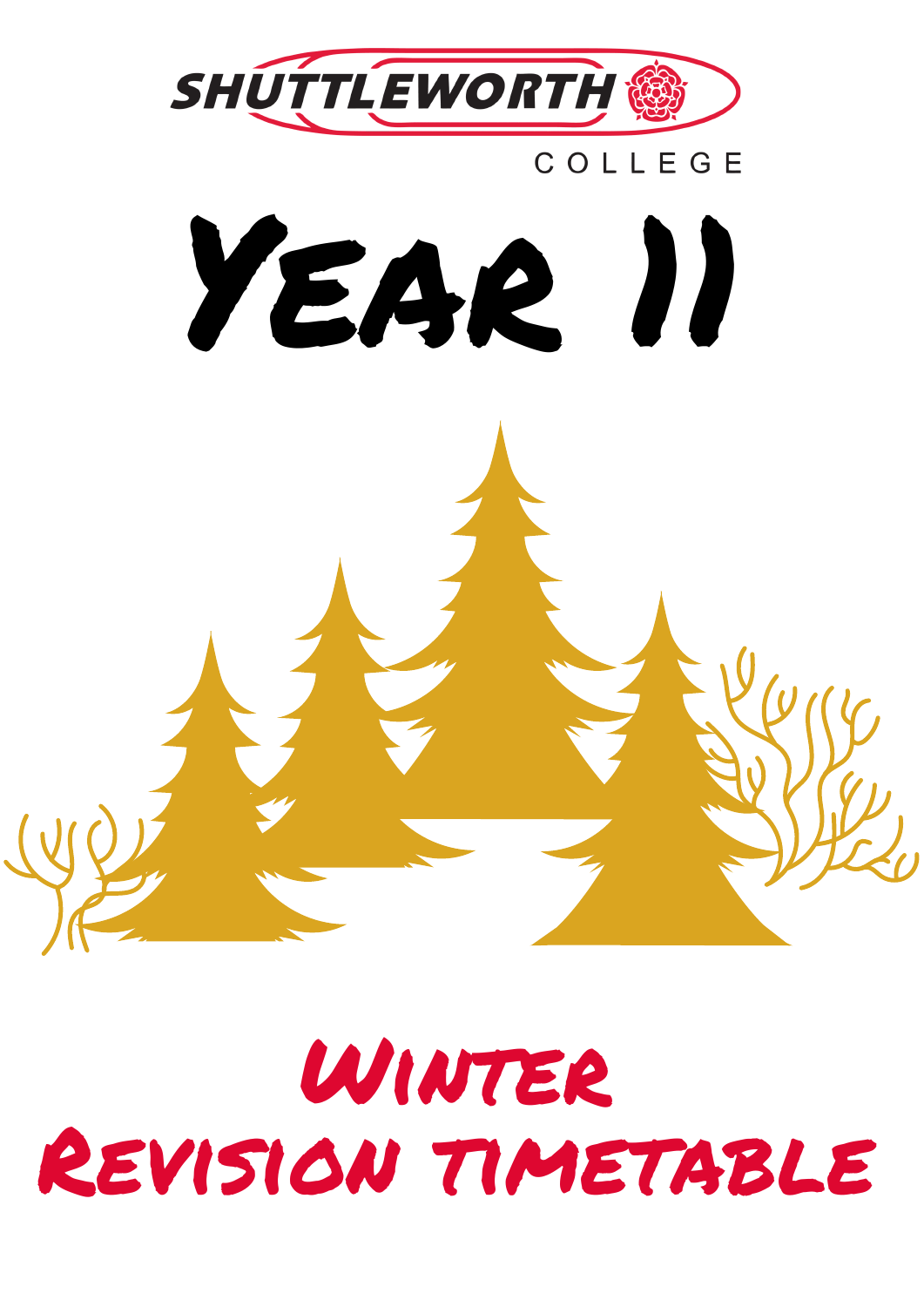SHUTTLEWORTH

COLLEGE

# YEAR 11

# Winter Revision timetable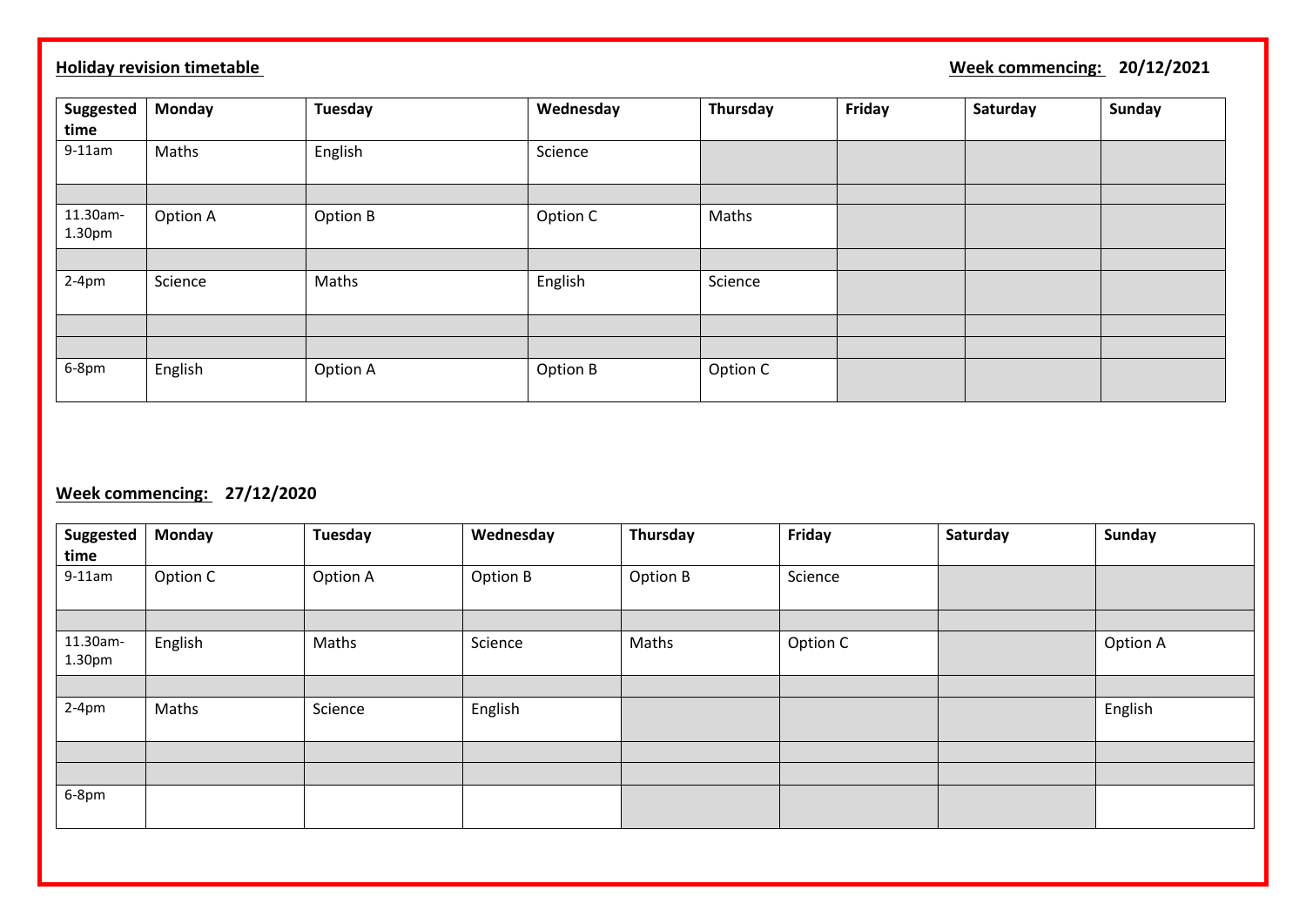**Holiday revision timetable** **Week commencing: 20/12/2021**

| Suggested time | Monday | Tuesday | Wednesday | Thursday | Friday | Saturday | Sunday |
|---|---|---|---|---|---|---|---|
| 9-11am | Maths | English | Science | | | | |
| | | | | | | | |
| 11.30am-1.30pm | Option A | Option B | Option C | Maths | | | |
| | | | | | | | |
| 2-4pm | Science | Maths | English | Science | | | |
| | | | | | | | |
| | | | | | | | |
| 6-8pm | English | Option A | Option B | Option C | | | |

**Week commencing: 27/12/2020**

| Suggested time | Monday | Tuesday | Wednesday | Thursday | Friday | Saturday | Sunday |
|---|---|---|---|---|---|---|---|
| 9-11am | Option C | Option A | Option B | Option B | Science | | |
| | | | | | | | |
| 11.30am-1.30pm | English | Maths | Science | Maths | Option C | | Option A |
| | | | | | | | |
| 2-4pm | Maths | Science | English | | | | English |
| | | | | | | | |
| | | | | | | | |
| 6-8pm | | | | | | | |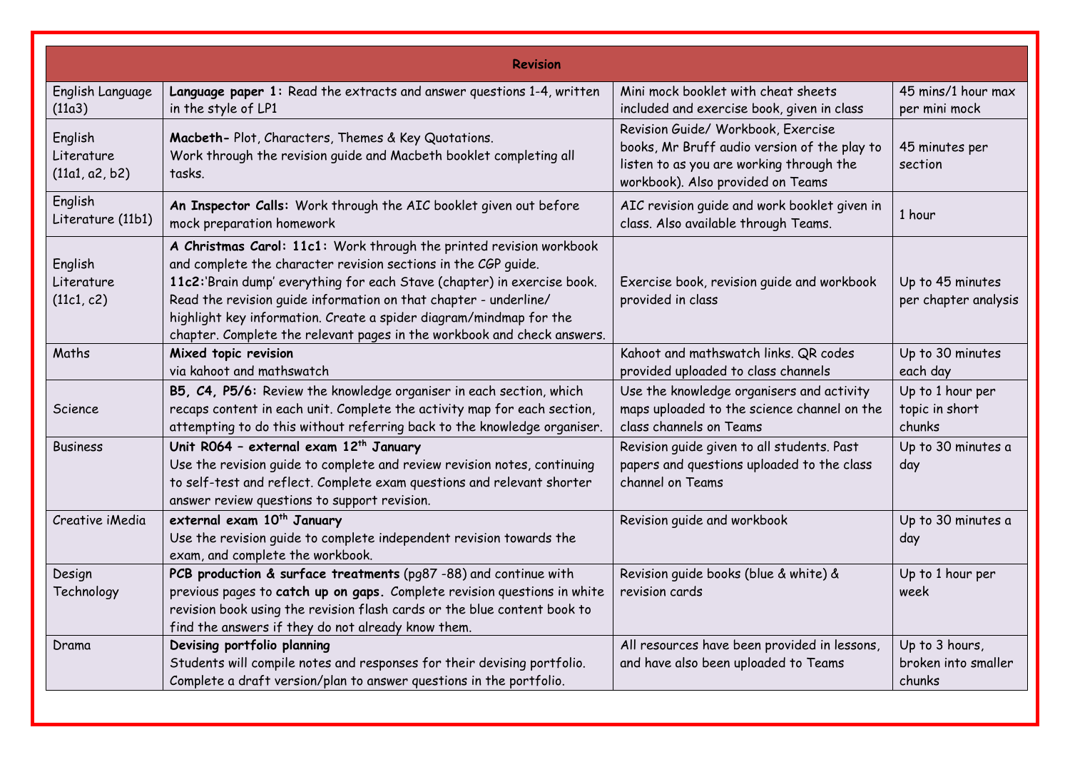| Revision | | | |
|---|---|---|---|
| English Language (11a3) | **Language paper 1:** Read the extracts and answer questions 1-4, written in the style of LP1 | Mini mock booklet with cheat sheets included and exercise book, given in class | 45 mins/1 hour max per mini mock |
| English Literature (11a1, a2, b2) | **Macbeth-** Plot, Characters, Themes & Key Quotations. Work through the revision guide and Macbeth booklet completing all tasks. | Revision Guide/ Workbook, Exercise books, Mr Bruff audio version of the play to listen to as you are working through the workbook). Also provided on Teams | 45 minutes per section |
| English Literature (11b1) | **An Inspector Calls:** Work through the AIC booklet given out before mock preparation homework | AIC revision guide and work booklet given in class. Also available through Teams. | 1 hour |
| English Literature (11c1, c2) | **A Christmas Carol: 11c1:** Work through the printed revision workbook and complete the character revision sections in the CGP guide. **11c2:**'Brain dump' everything for each Stave (chapter) in exercise book. Read the revision guide information on that chapter - underline/ highlight key information. Create a spider diagram/mindmap for the chapter. Complete the relevant pages in the workbook and check answers. | Exercise book, revision guide and workbook provided in class | Up to 45 minutes per chapter analysis |
| Maths | **Mixed topic revision** via kahoot and mathswatch | Kahoot and mathswatch links. QR codes provided uploaded to class channels | Up to 30 minutes each day |
| Science | **B5, C4, P5/6:** Review the knowledge organiser in each section, which recaps content in each unit. Complete the activity map for each section, attempting to do this without referring back to the knowledge organiser. | Use the knowledge organisers and activity maps uploaded to the science channel on the class channels on Teams | Up to 1 hour per topic in short chunks |
| Business | **Unit R064 – external exam 12th January** Use the revision guide to complete and review revision notes, continuing to self-test and reflect. Complete exam questions and relevant shorter answer review questions to support revision. | Revision guide given to all students. Past papers and questions uploaded to the class channel on Teams | Up to 30 minutes a day |
| Creative iMedia | **external exam 10th January** Use the revision guide to complete independent revision towards the exam, and complete the workbook. | Revision guide and workbook | Up to 30 minutes a day |
| Design Technology | **PCB production & surface treatments** (pg87 -88) and continue with previous pages to **catch up on gaps.** Complete revision questions in white revision book using the revision flash cards or the blue content book to find the answers if they do not already know them. | Revision guide books (blue & white) & revision cards | Up to 1 hour per week |
| Drama | **Devising portfolio planning** Students will compile notes and responses for their devising portfolio. Complete a draft version/plan to answer questions in the portfolio. | All resources have been provided in lessons, and have also been uploaded to Teams | Up to 3 hours, broken into smaller chunks |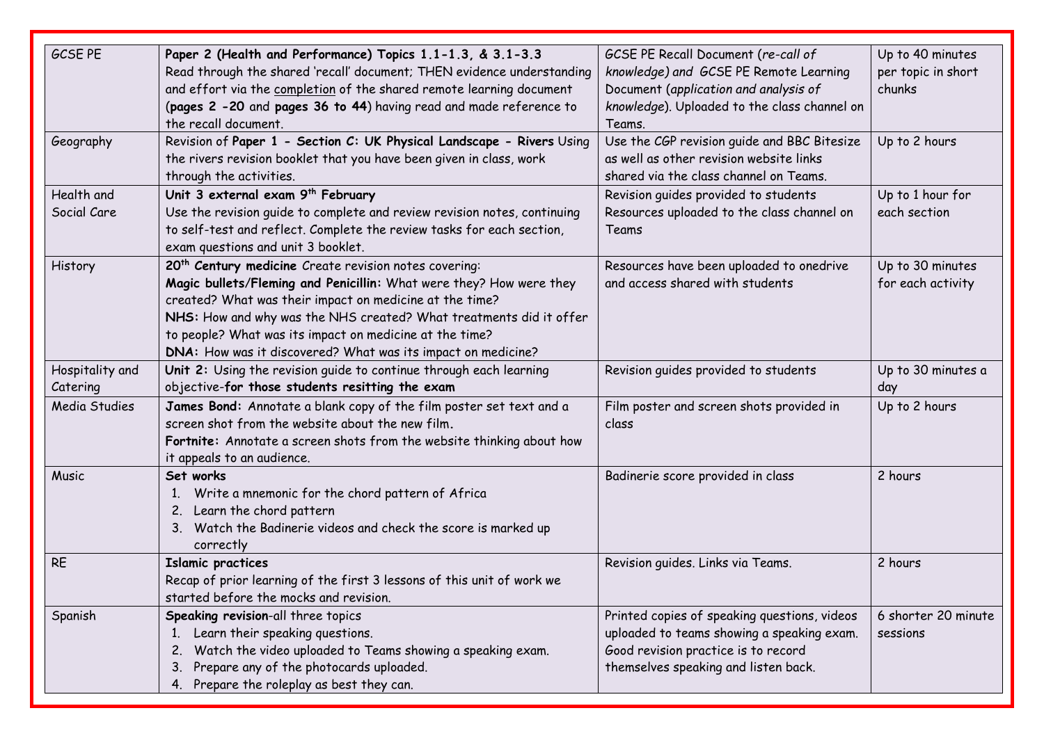| GCSE PE | **Paper 2 (Health and Performance) Topics 1.1-1.3, & 3.1-3.3** Read through the shared 'recall' document; THEN evidence understanding and effort via the completion of the shared remote learning document (**pages 2 -20** and **pages 36 to 44**) having read and made reference to the recall document. | GCSE PE Recall Document (*re-call of knowledge*) and GCSE PE Remote Learning Document (*application and analysis of knowledge*). Uploaded to the class channel on Teams. | Up to 40 minutes per topic in short chunks |
|---|---|---|---|
| Geography | Revision of **Paper 1 - Section C: UK Physical Landscape - Rivers** Using the rivers revision booklet that you have been given in class, work through the activities. | Use the CGP revision guide and BBC Bitesize as well as other revision website links shared via the class channel on Teams. | Up to 2 hours |
| Health and Social Care | **Unit 3 external exam 9th February**<br>Use the revision guide to complete and review revision notes, continuing to self-test and reflect. Complete the review tasks for each section, exam questions and unit 3 booklet. | Revision guides provided to students<br>Resources uploaded to the class channel on Teams | Up to 1 hour for each section |
| History | **20th Century medicine** Create revision notes covering:<br>**Magic bullets/Fleming and Penicillin:** What were they? How were they created? What was their impact on medicine at the time?<br>**NHS:** How and why was the NHS created? What treatments did it offer to people? What was its impact on medicine at the time?<br>**DNA:** How was it discovered? What was its impact on medicine? | Resources have been uploaded to onedrive and access shared with students | Up to 30 minutes for each activity |
| Hospitality and Catering | **Unit 2:** Using the revision guide to continue through each learning objective-**for those students resitting the exam** | Revision guides provided to students | Up to 30 minutes a day |
| Media Studies | **James Bond:** Annotate a blank copy of the film poster set text and a screen shot from the website about the new film.<br>**Fortnite:** Annotate a screen shots from the website thinking about how it appeals to an audience. | Film poster and screen shots provided in class | Up to 2 hours |
| Music | **Set works**<br>1. Write a mnemonic for the chord pattern of Africa<br>2. Learn the chord pattern<br>3. Watch the Badinerie videos and check the score is marked up correctly | Badinerie score provided in class | 2 hours |
| RE | **Islamic practices**<br>Recap of prior learning of the first 3 lessons of this unit of work we started before the mocks and revision. | Revision guides. Links via Teams. | 2 hours |
| Spanish | **Speaking revision**-all three topics<br>1. Learn their speaking questions.<br>2. Watch the video uploaded to Teams showing a speaking exam.<br>3. Prepare any of the photocards uploaded.<br>4. Prepare the roleplay as best they can. | Printed copies of speaking questions, videos uploaded to teams showing a speaking exam. Good revision practice is to record themselves speaking and listen back. | 6 shorter 20 minute sessions |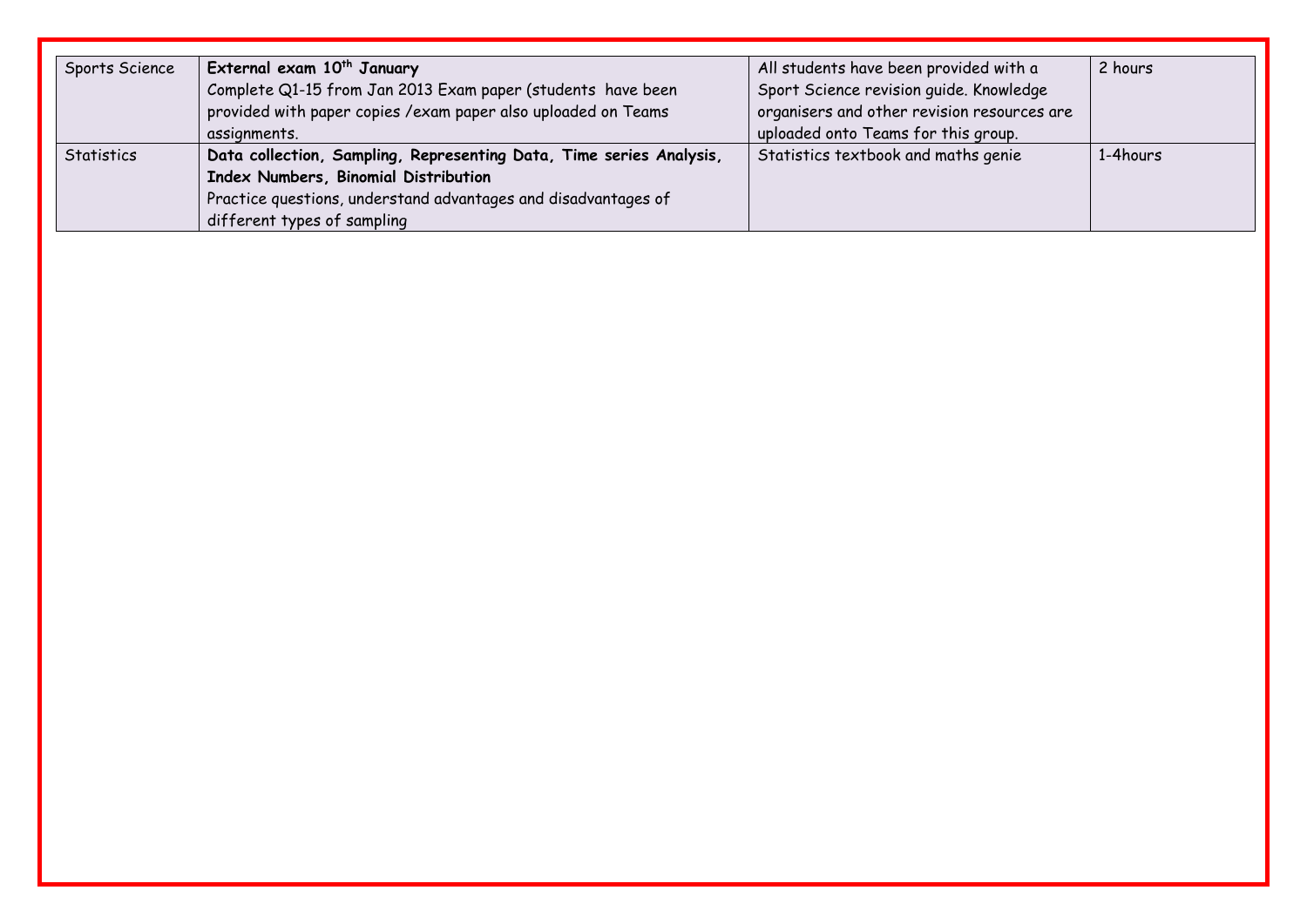| | | | |
|---|---|---|---|
| Sports Science | **External exam 10th January**<br>Complete Q1-15 from Jan 2013 Exam paper (students have been provided with paper copies /exam paper also uploaded on Teams assignments. | All students have been provided with a Sport Science revision guide. Knowledge organisers and other revision resources are uploaded onto Teams for this group. | 2 hours |
| Statistics | **Data collection, Sampling, Representing Data, Time series Analysis, Index Numbers, Binomial Distribution**<br>Practice questions, understand advantages and disadvantages of different types of sampling | Statistics textbook and maths genie | 1-4hours |